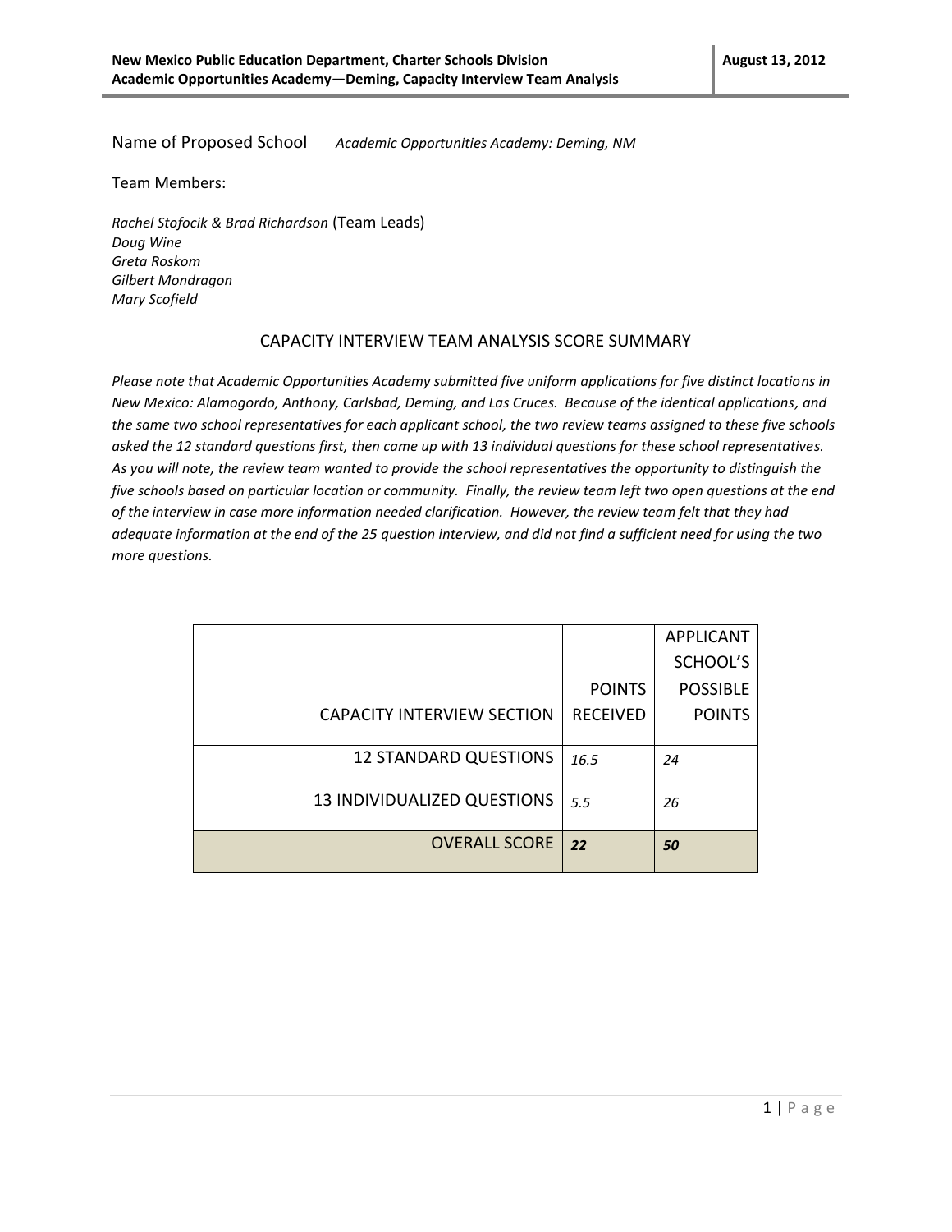Name of Proposed School *Academic Opportunities Academy: Deming, NM*

Team Members:

*Rachel Stofocik & Brad Richardson* (Team Leads)
*Doug Wine*
*Greta Roskom*
*Gilbert Mondragon*
*Mary Scofield*

## CAPACITY INTERVIEW TEAM ANALYSIS SCORE SUMMARY

*Please note that Academic Opportunities Academy submitted five uniform applications for five distinct locations in New Mexico: Alamogordo, Anthony, Carlsbad, Deming, and Las Cruces. Because of the identical applications, and the same two school representatives for each applicant school, the two review teams assigned to these five schools asked the 12 standard questions first, then came up with 13 individual questions for these school representatives. As you will note, the review team wanted to provide the school representatives the opportunity to distinguish the five schools based on particular location or community. Finally, the review team left two open questions at the end of the interview in case more information needed clarification. However, the review team felt that they had adequate information at the end of the 25 question interview, and did not find a sufficient need for using the two more questions.*

| CAPACITY INTERVIEW SECTION | POINTS RECEIVED | APPLICANT SCHOOL'S POSSIBLE POINTS |
|---|---|---|
| 12 STANDARD QUESTIONS | *16.5* | *24* |
| 13 INDIVIDUALIZED QUESTIONS | *5.5* | *26* |
| OVERALL SCORE | ***22*** | ***50*** |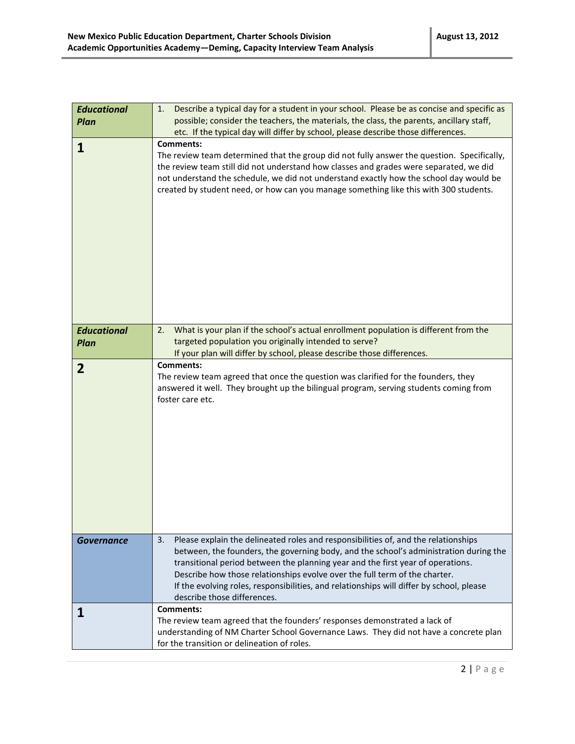| | |
|---|---|
| ***Educational Plan*** | 1. Describe a typical day for a student in your school. Please be as concise and specific as possible; consider the teachers, the materials, the class, the parents, ancillary staff, etc. If the typical day will differ by school, please describe those differences. |
| **1** | **Comments:**<br>The review team determined that the group did not fully answer the question. Specifically, the review team still did not understand how classes and grades were separated, we did not understand the schedule, we did not understand exactly how the school day would be created by student need, or how can you manage something like this with 300 students. |
| ***Educational Plan*** | 2. What is your plan if the school's actual enrollment population is different from the targeted population you originally intended to serve?<br>If your plan will differ by school, please describe those differences. |
| **2** | **Comments:**<br>The review team agreed that once the question was clarified for the founders, they answered it well. They brought up the bilingual program, serving students coming from foster care etc. |
| ***Governance*** | 3. Please explain the delineated roles and responsibilities of, and the relationships between, the founders, the governing body, and the school's administration during the transitional period between the planning year and the first year of operations. Describe how those relationships evolve over the full term of the charter.<br>If the evolving roles, responsibilities, and relationships will differ by school, please describe those differences. |
| **1** | **Comments:**<br>The review team agreed that the founders' responses demonstrated a lack of understanding of NM Charter School Governance Laws. They did not have a concrete plan for the transition or delineation of roles. |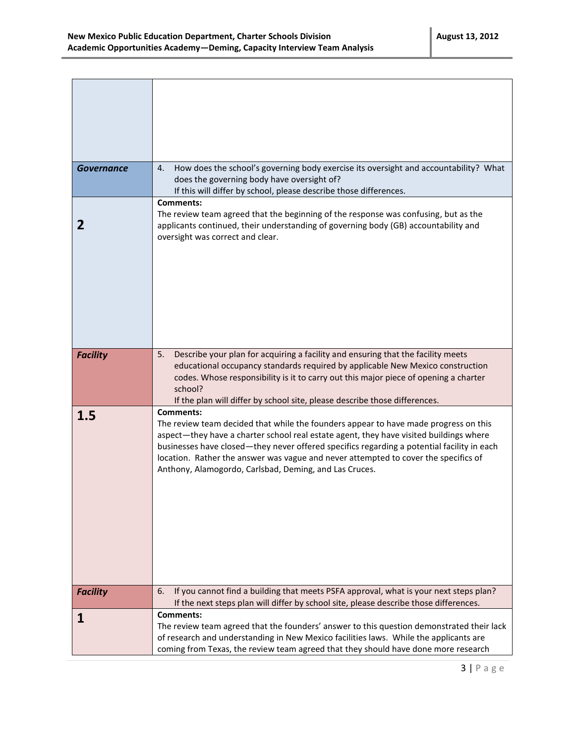| | |
|---|---|
| | |
| ***Governance*** | 4. How does the school's governing body exercise its oversight and accountability? What does the governing body have oversight of? If this will differ by school, please describe those differences. |
| **2** | **Comments:** The review team agreed that the beginning of the response was confusing, but as the applicants continued, their understanding of governing body (GB) accountability and oversight was correct and clear. |
| ***Facility*** | 5. Describe your plan for acquiring a facility and ensuring that the facility meets educational occupancy standards required by applicable New Mexico construction codes. Whose responsibility is it to carry out this major piece of opening a charter school? If the plan will differ by school site, please describe those differences. |
| **1.5** | **Comments:** The review team decided that while the founders appear to have made progress on this aspect—they have a charter school real estate agent, they have visited buildings where businesses have closed—they never offered specifics regarding a potential facility in each location. Rather the answer was vague and never attempted to cover the specifics of Anthony, Alamogordo, Carlsbad, Deming, and Las Cruces. |
| ***Facility*** | 6. If you cannot find a building that meets PSFA approval, what is your next steps plan? If the next steps plan will differ by school site, please describe those differences. |
| **1** | **Comments:** The review team agreed that the founders' answer to this question demonstrated their lack of research and understanding in New Mexico facilities laws. While the applicants are coming from Texas, the review team agreed that they should have done more research |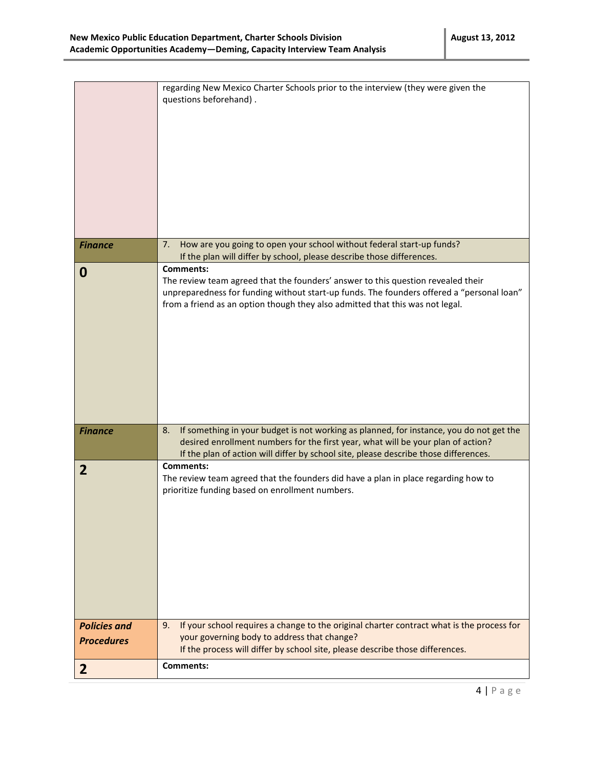| | |
|---|---|
| | regarding New Mexico Charter Schools prior to the interview (they were given the questions beforehand) . |
| ***Finance*** | 7. How are you going to open your school without federal start-up funds? If the plan will differ by school, please describe those differences. |
| **0** | **Comments:** The review team agreed that the founders' answer to this question revealed their unpreparedness for funding without start-up funds. The founders offered a "personal loan" from a friend as an option though they also admitted that this was not legal. |
| ***Finance*** | 8. If something in your budget is not working as planned, for instance, you do not get the desired enrollment numbers for the first year, what will be your plan of action? If the plan of action will differ by school site, please describe those differences. |
| **2** | **Comments:** The review team agreed that the founders did have a plan in place regarding how to prioritize funding based on enrollment numbers. |
| ***Policies and Procedures*** | 9. If your school requires a change to the original charter contract what is the process for your governing body to address that change? If the process will differ by school site, please describe those differences. |
| **2** | **Comments:** |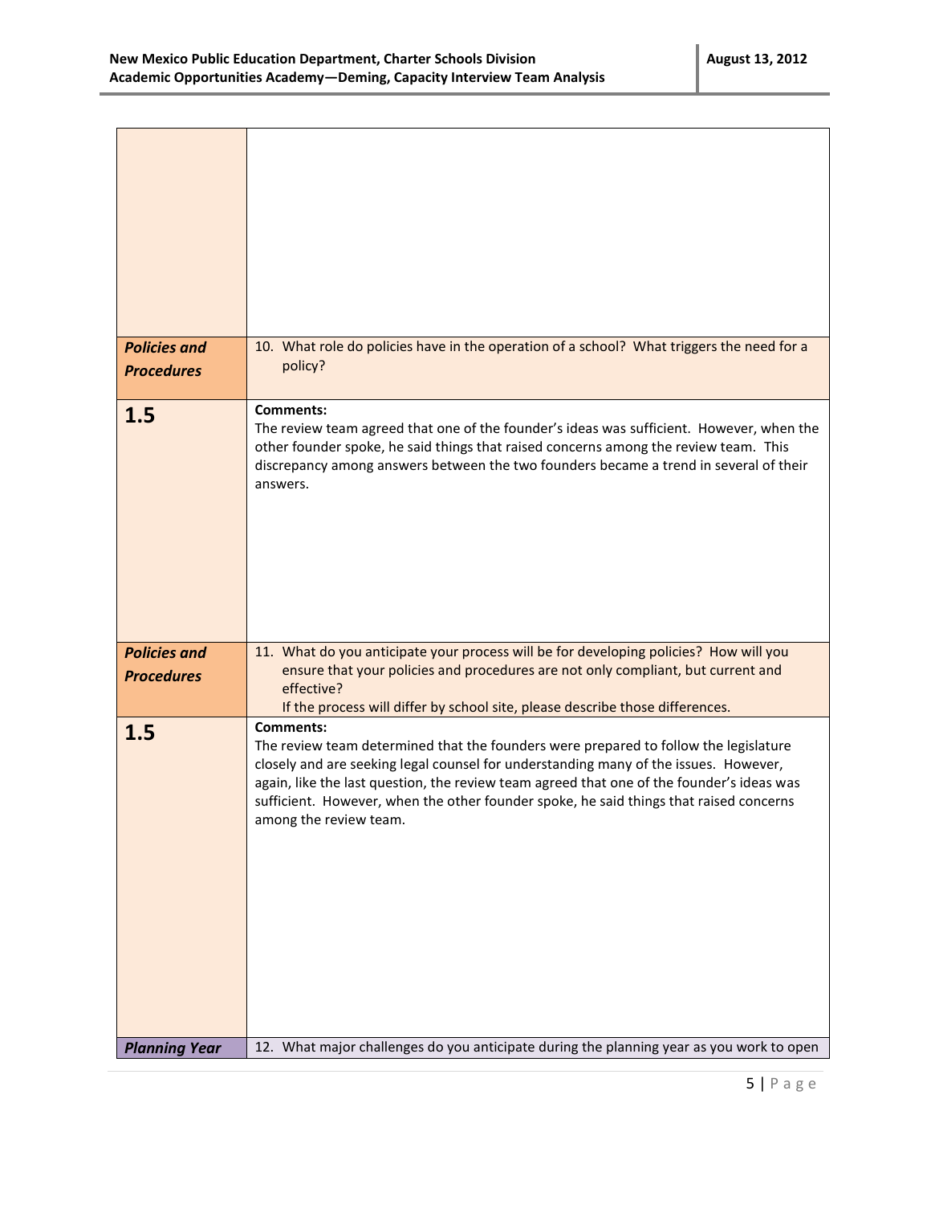| | |
|---|---|
| | |
| ***Policies and Procedures*** | 10. What role do policies have in the operation of a school? What triggers the need for a policy? |
| **1.5** | **Comments:**<br>The review team agreed that one of the founder's ideas was sufficient. However, when the other founder spoke, he said things that raised concerns among the review team. This discrepancy among answers between the two founders became a trend in several of their answers. |
| ***Policies and Procedures*** | 11. What do you anticipate your process will be for developing policies? How will you ensure that your policies and procedures are not only compliant, but current and effective?<br>If the process will differ by school site, please describe those differences. |
| **1.5** | **Comments:**<br>The review team determined that the founders were prepared to follow the legislature closely and are seeking legal counsel for understanding many of the issues. However, again, like the last question, the review team agreed that one of the founder's ideas was sufficient. However, when the other founder spoke, he said things that raised concerns among the review team. |
| ***Planning Year*** | 12. What major challenges do you anticipate during the planning year as you work to open |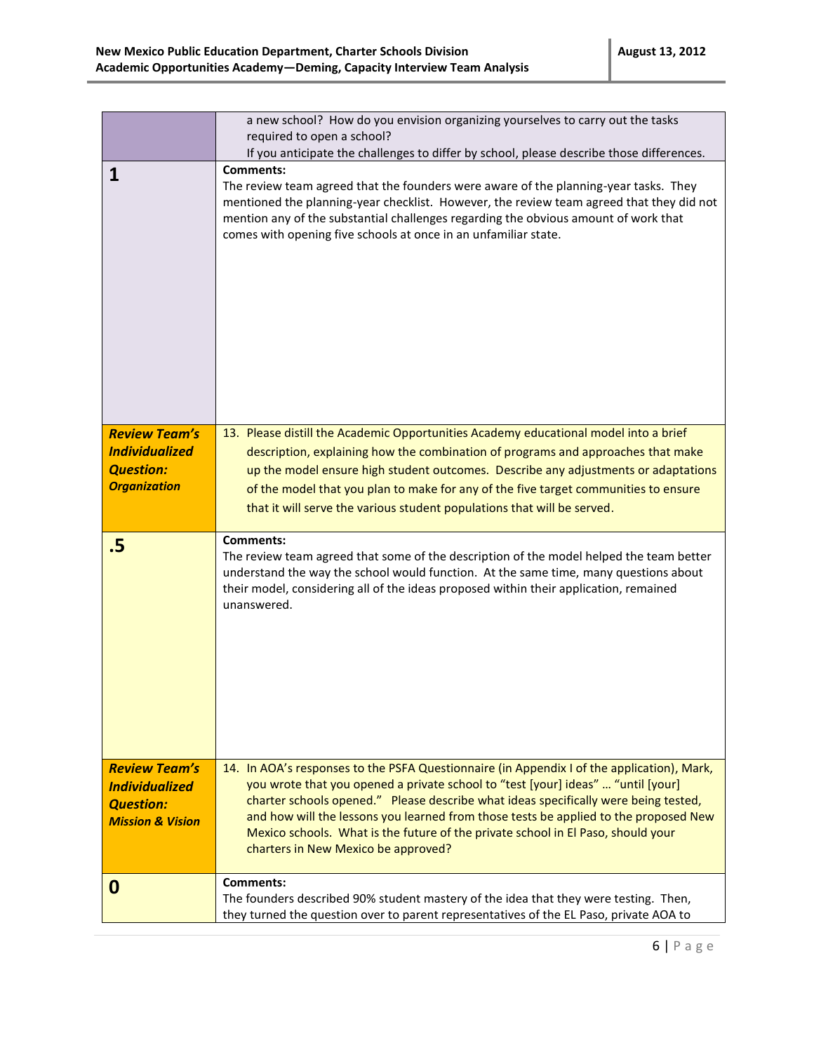| | |
|---|---|
| | a new school? How do you envision organizing yourselves to carry out the tasks required to open a school?<br>If you anticipate the challenges to differ by school, please describe those differences. |
| **1** | **Comments:**<br>The review team agreed that the founders were aware of the planning-year tasks. They mentioned the planning-year checklist. However, the review team agreed that they did not mention any of the substantial challenges regarding the obvious amount of work that comes with opening five schools at once in an unfamiliar state. |
| ***Review Team's Individualized Question: Organization*** | 13. Please distill the Academic Opportunities Academy educational model into a brief description, explaining how the combination of programs and approaches that make up the model ensure high student outcomes. Describe any adjustments or adaptations of the model that you plan to make for any of the five target communities to ensure that it will serve the various student populations that will be served. |
| **.5** | **Comments:**<br>The review team agreed that some of the description of the model helped the team better understand the way the school would function. At the same time, many questions about their model, considering all of the ideas proposed within their application, remained unanswered. |
| ***Review Team's Individualized Question: Mission & Vision*** | 14. In AOA's responses to the PSFA Questionnaire (in Appendix I of the application), Mark, you wrote that you opened a private school to "test [your] ideas" … "until [your] charter schools opened." Please describe what ideas specifically were being tested, and how will the lessons you learned from those tests be applied to the proposed New Mexico schools. What is the future of the private school in El Paso, should your charters in New Mexico be approved? |
| **0** | **Comments:**<br>The founders described 90% student mastery of the idea that they were testing. Then, they turned the question over to parent representatives of the EL Paso, private AOA to |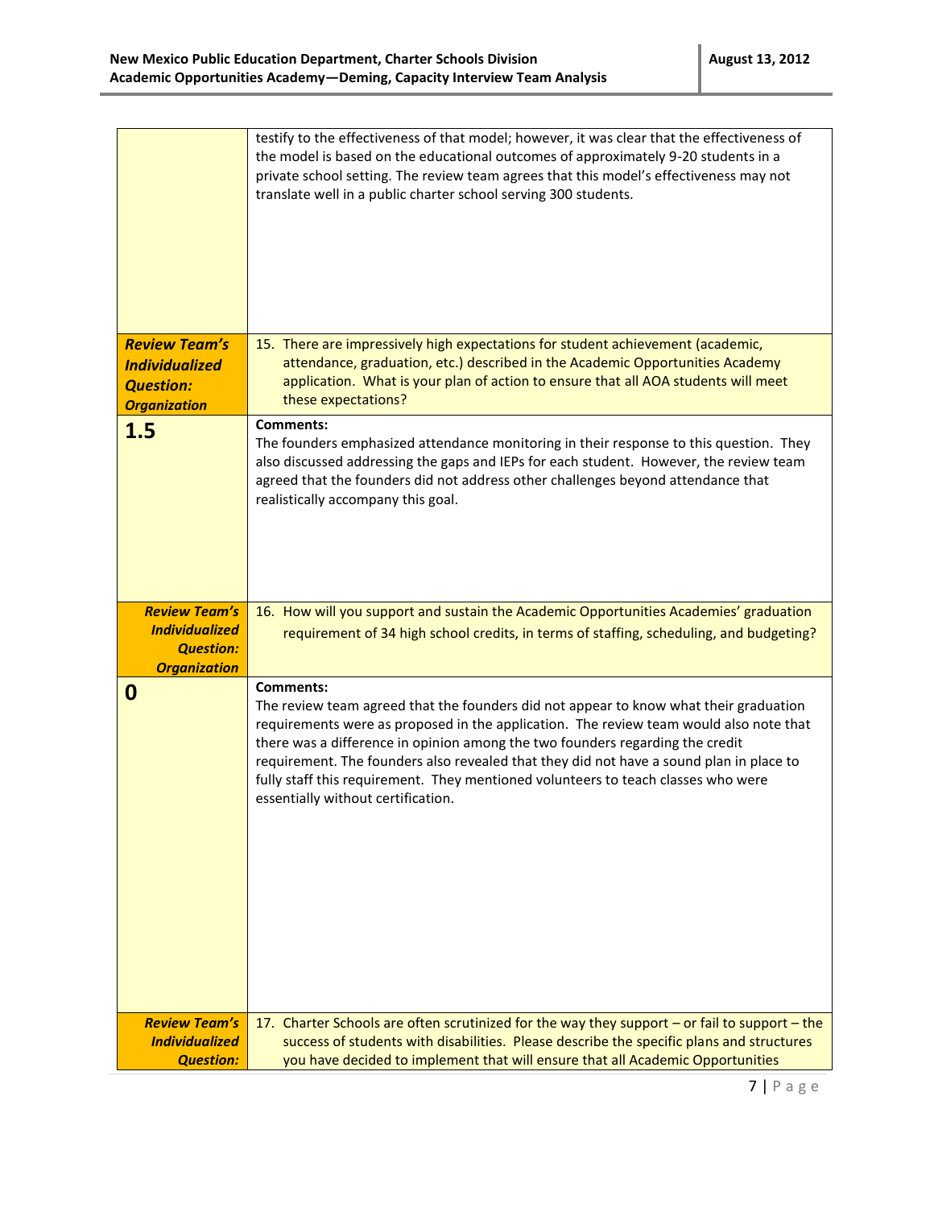| | |
|---|---|
| | testify to the effectiveness of that model; however, it was clear that the effectiveness of the model is based on the educational outcomes of approximately 9-20 students in a private school setting. The review team agrees that this model's effectiveness may not translate well in a public charter school serving 300 students. |
| ***Review Team's Individualized Question: Organization*** | 15. There are impressively high expectations for student achievement (academic, attendance, graduation, etc.) described in the Academic Opportunities Academy application. What is your plan of action to ensure that all AOA students will meet these expectations? |
| **1.5** | **Comments:** The founders emphasized attendance monitoring in their response to this question. They also discussed addressing the gaps and IEPs for each student. However, the review team agreed that the founders did not address other challenges beyond attendance that realistically accompany this goal. |
| ***Review Team's Individualized Question: Organization*** | 16. How will you support and sustain the Academic Opportunities Academies' graduation requirement of 34 high school credits, in terms of staffing, scheduling, and budgeting? |
| **0** | **Comments:** The review team agreed that the founders did not appear to know what their graduation requirements were as proposed in the application. The review team would also note that there was a difference in opinion among the two founders regarding the credit requirement. The founders also revealed that they did not have a sound plan in place to fully staff this requirement. They mentioned volunteers to teach classes who were essentially without certification. |
| ***Review Team's Individualized Question:*** | 17. Charter Schools are often scrutinized for the way they support – or fail to support – the success of students with disabilities. Please describe the specific plans and structures you have decided to implement that will ensure that all Academic Opportunities |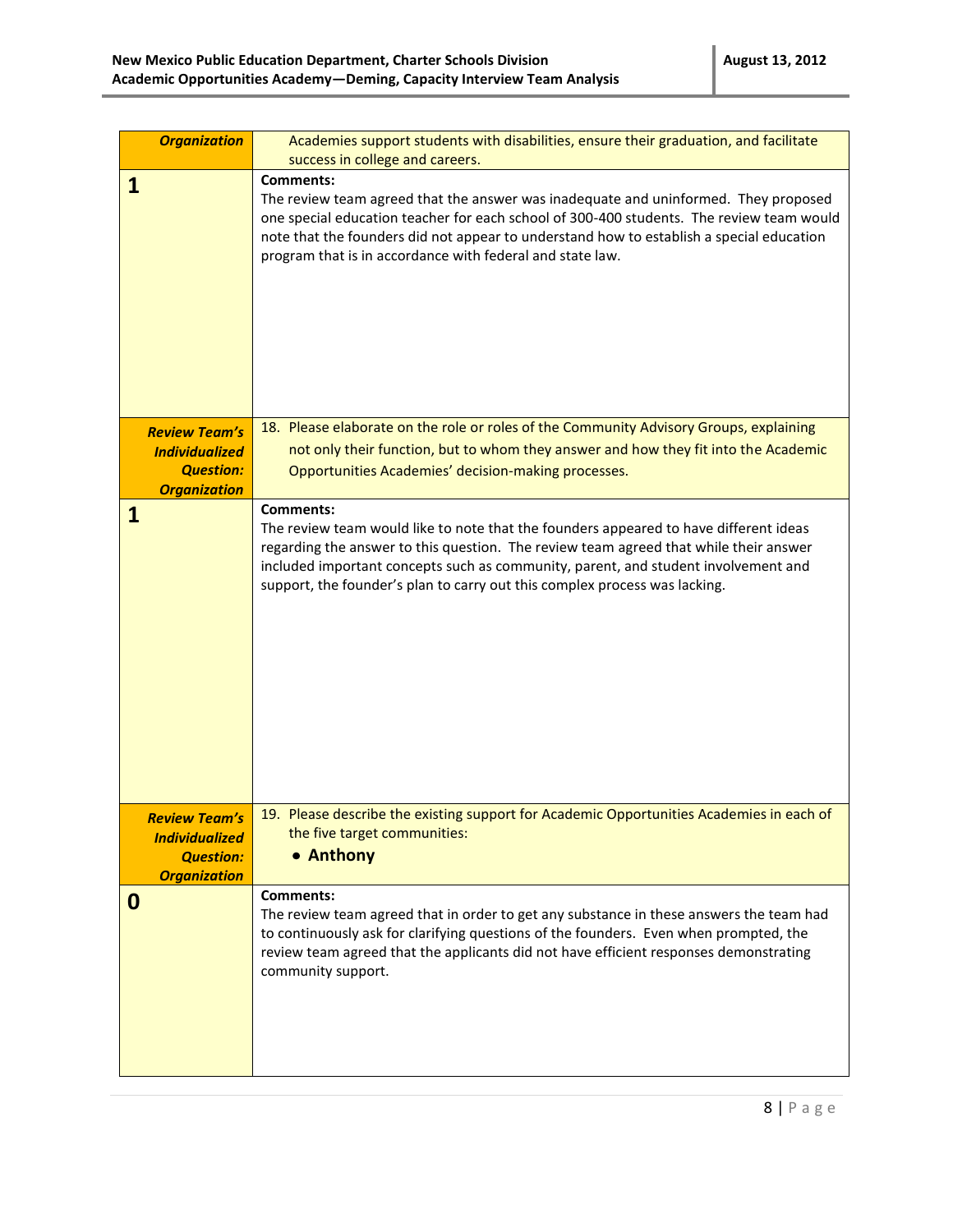| Organization | Academies support students with disabilities, ensure their graduation, and facilitate success in college and careers. |
|---|---|
| **1** | **Comments:**<br>The review team agreed that the answer was inadequate and uninformed. They proposed one special education teacher for each school of 300-400 students. The review team would note that the founders did not appear to understand how to establish a special education program that is in accordance with federal and state law. |
| ***Review Team's Individualized Question: Organization*** | 18. Please elaborate on the role or roles of the Community Advisory Groups, explaining not only their function, but to whom they answer and how they fit into the Academic Opportunities Academies' decision-making processes. |
| **1** | **Comments:**<br>The review team would like to note that the founders appeared to have different ideas regarding the answer to this question. The review team agreed that while their answer included important concepts such as community, parent, and student involvement and support, the founder's plan to carry out this complex process was lacking. |
| ***Review Team's Individualized Question: Organization*** | 19. Please describe the existing support for Academic Opportunities Academies in each of the five target communities:<br>• **Anthony** |
| **0** | **Comments:**<br>The review team agreed that in order to get any substance in these answers the team had to continuously ask for clarifying questions of the founders. Even when prompted, the review team agreed that the applicants did not have efficient responses demonstrating community support. |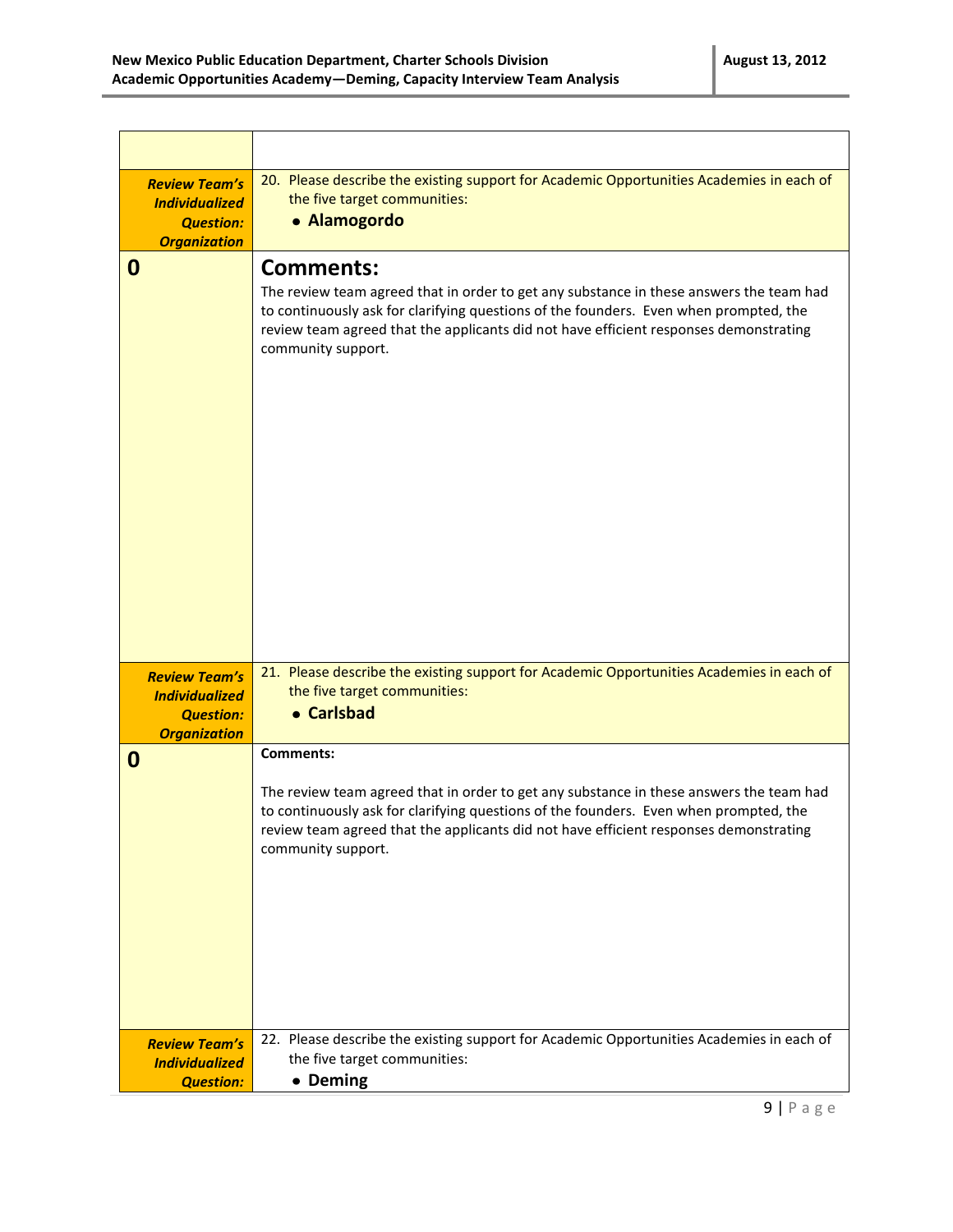| | |
|---|---|
| | |
| ***Review Team's Individualized Question: Organization*** | 20. Please describe the existing support for Academic Opportunities Academies in each of the five target communities:<br>• **Alamogordo** |
| **0** | **Comments:**<br>The review team agreed that in order to get any substance in these answers the team had to continuously ask for clarifying questions of the founders. Even when prompted, the review team agreed that the applicants did not have efficient responses demonstrating community support. |
| ***Review Team's Individualized Question: Organization*** | 21. Please describe the existing support for Academic Opportunities Academies in each of the five target communities:<br>• **Carlsbad** |
| **0** | **Comments:**<br><br>The review team agreed that in order to get any substance in these answers the team had to continuously ask for clarifying questions of the founders. Even when prompted, the review team agreed that the applicants did not have efficient responses demonstrating community support. |
| ***Review Team's Individualized Question:*** | 22. Please describe the existing support for Academic Opportunities Academies in each of the five target communities:<br>• **Deming** |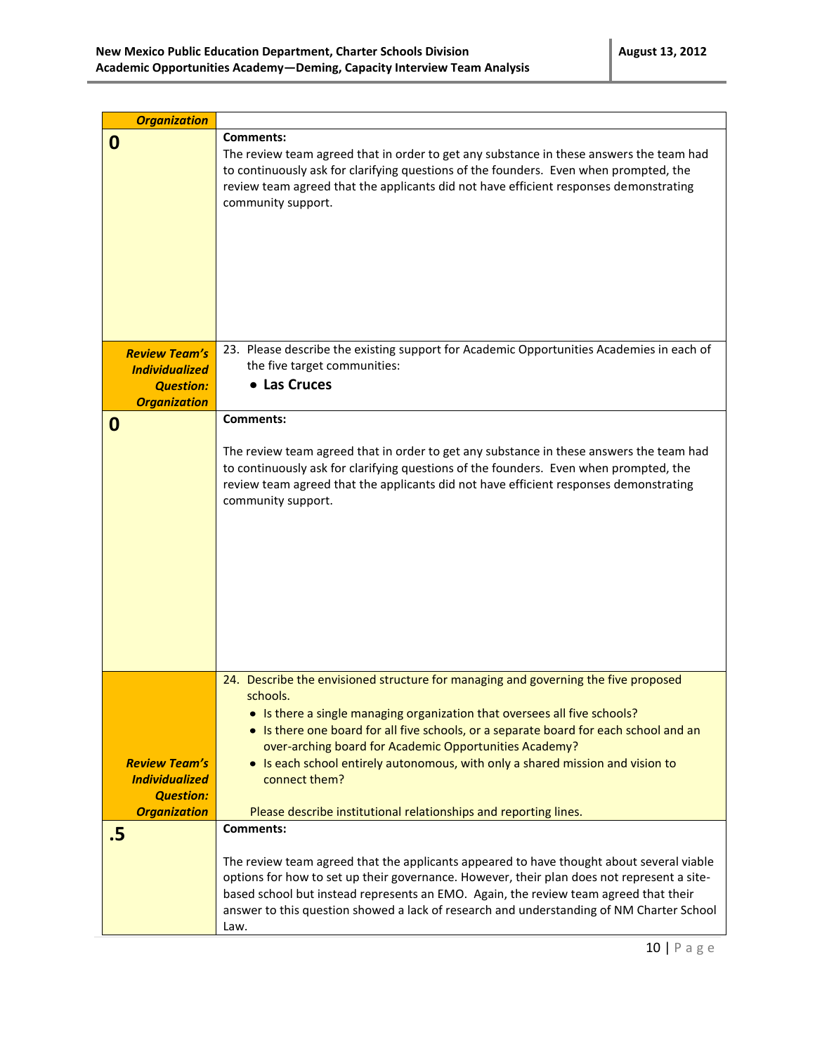| *Organization* | |
|---|---|
| **0** | **Comments:**<br>The review team agreed that in order to get any substance in these answers the team had to continuously ask for clarifying questions of the founders. Even when prompted, the review team agreed that the applicants did not have efficient responses demonstrating community support. |
| ***Review Team's Individualized Question: Organization*** | 23. Please describe the existing support for Academic Opportunities Academies in each of the five target communities:<br>• **Las Cruces** |
| **0** | **Comments:**<br><br>The review team agreed that in order to get any substance in these answers the team had to continuously ask for clarifying questions of the founders. Even when prompted, the review team agreed that the applicants did not have efficient responses demonstrating community support. |
| ***Review Team's Individualized Question: Organization*** | 24. Describe the envisioned structure for managing and governing the five proposed schools.<br>• Is there a single managing organization that oversees all five schools?<br>• Is there one board for all five schools, or a separate board for each school and an over-arching board for Academic Opportunities Academy?<br>• Is each school entirely autonomous, with only a shared mission and vision to connect them?<br><br>Please describe institutional relationships and reporting lines. |
| **.5** | **Comments:**<br><br>The review team agreed that the applicants appeared to have thought about several viable options for how to set up their governance. However, their plan does not represent a site-based school but instead represents an EMO. Again, the review team agreed that their answer to this question showed a lack of research and understanding of NM Charter School Law. |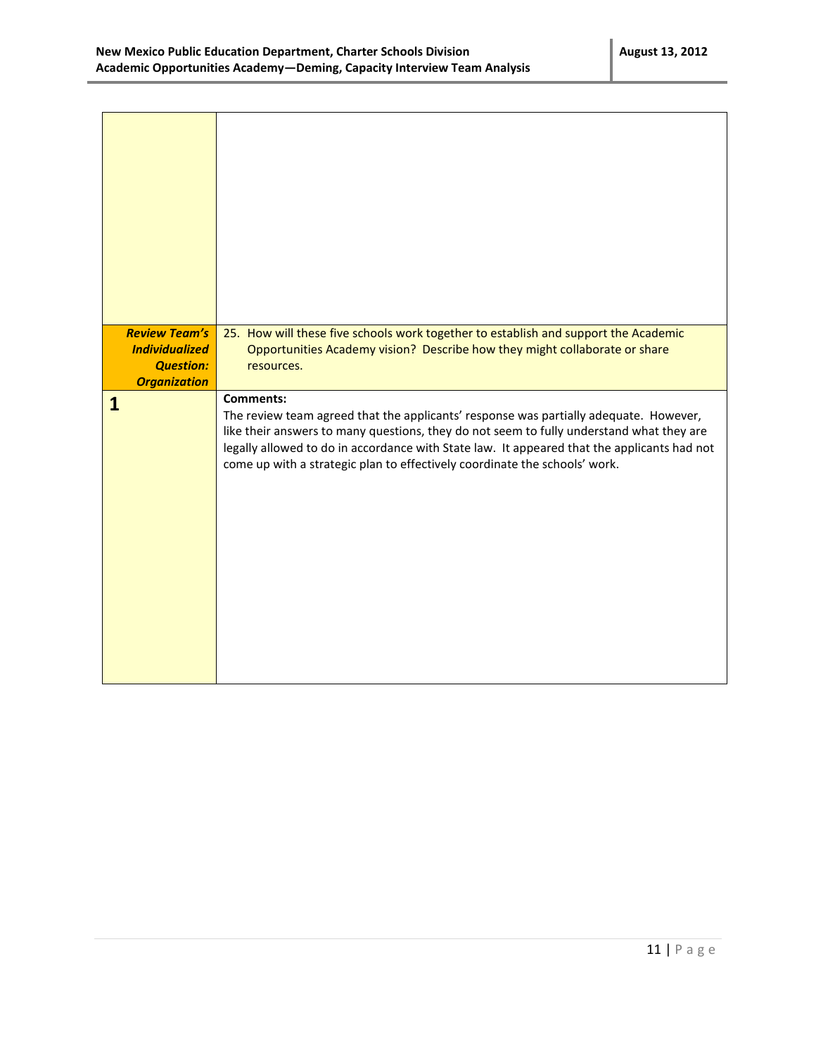| | |
|---|---|
| | |
| ***Review Team's Individualized Question: Organization*** | 25. How will these five schools work together to establish and support the Academic Opportunities Academy vision? Describe how they might collaborate or share resources. |
| **1** | **Comments:** The review team agreed that the applicants' response was partially adequate. However, like their answers to many questions, they do not seem to fully understand what they are legally allowed to do in accordance with State law. It appeared that the applicants had not come up with a strategic plan to effectively coordinate the schools' work. |